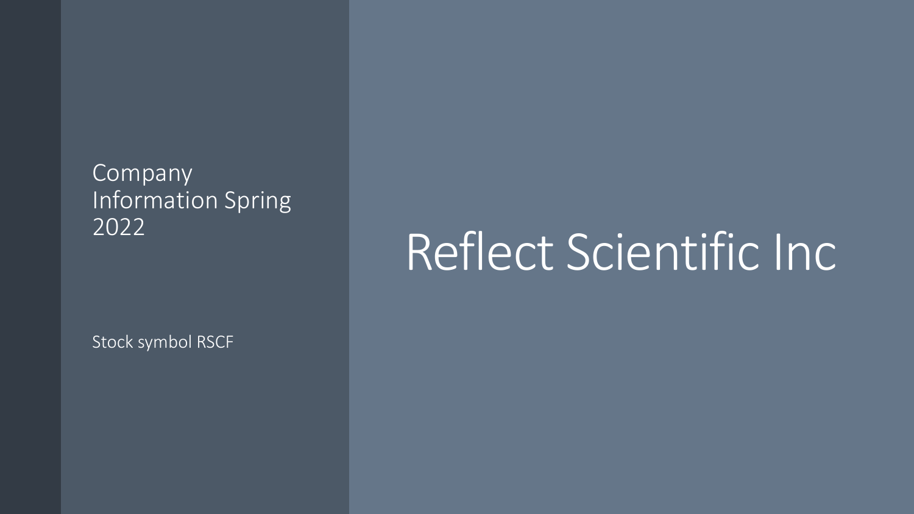# Reflect Scientific Inc

Company Information Spring 2022

Stock symbol RSCF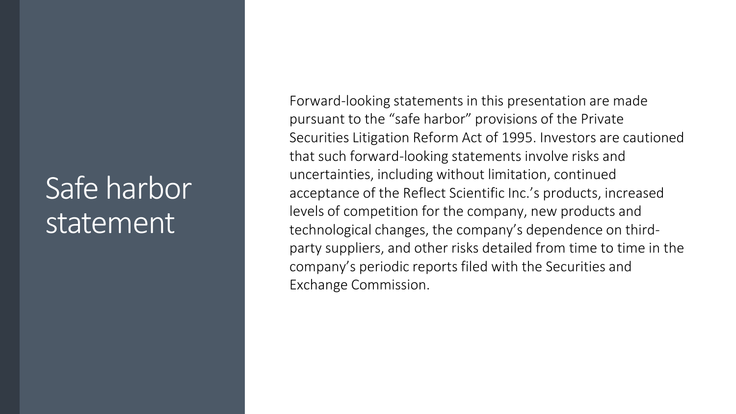# Safe harbor statement

Forward-looking statements in this presentation are made pursuant to the “safe harbor” provisions of the Private Securities Litigation Reform Act of 1995. Investors are cautioned that such forward-looking statements involve risks and uncertainties, including without limitation, continued acceptance of the Reflect Scientific Inc.’s products, increased levels of competition for the company, new products and technological changes, the company’s dependence on third-party suppliers, and other risks detailed from time to time in the company’s periodic reports filed with the Securities and Exchange Commission.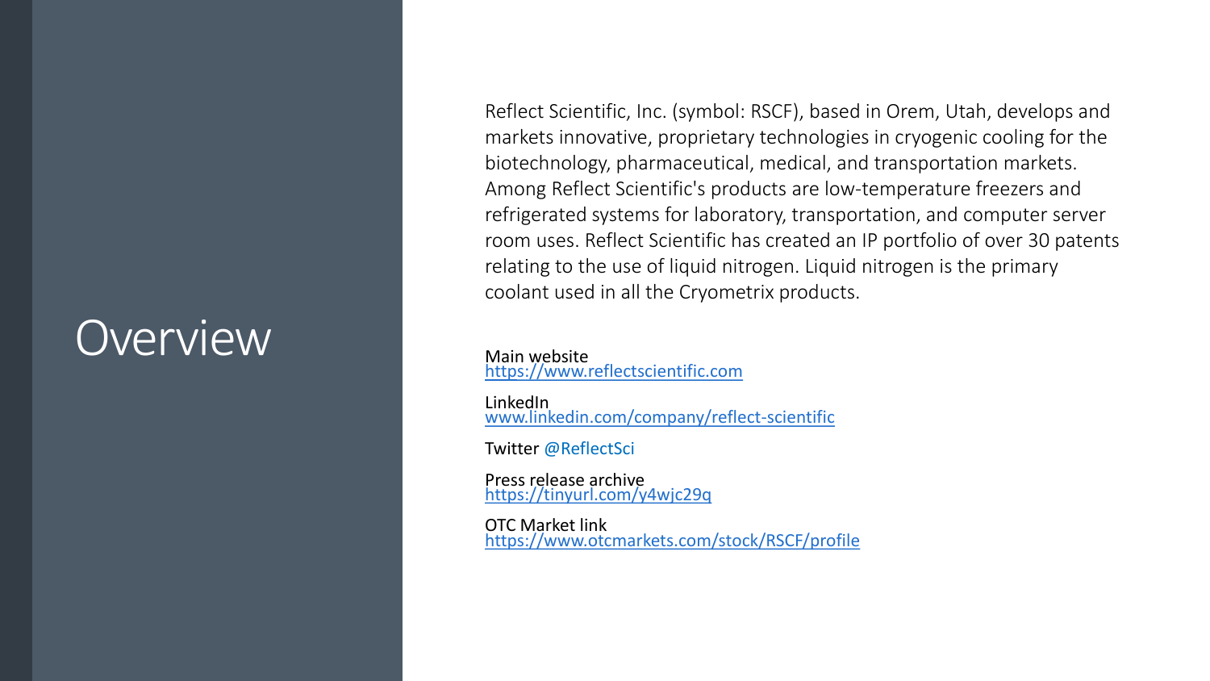# Overview

Reflect Scientific, Inc. (symbol: RSCF), based in Orem, Utah, develops and markets innovative, proprietary technologies in cryogenic cooling for the biotechnology, pharmaceutical, medical, and transportation markets. Among Reflect Scientific's products are low-temperature freezers and refrigerated systems for laboratory, transportation, and computer server room uses. Reflect Scientific has created an IP portfolio of over 30 patents relating to the use of liquid nitrogen. Liquid nitrogen is the primary coolant used in all the Cryometrix products.

Main website
https://www.reflectscientific.com

LinkedIn
www.linkedin.com/company/reflect-scientific

Twitter @ReflectSci

Press release archive
https://tinyurl.com/y4wjc29q

OTC Market link
https://www.otcmarkets.com/stock/RSCF/profile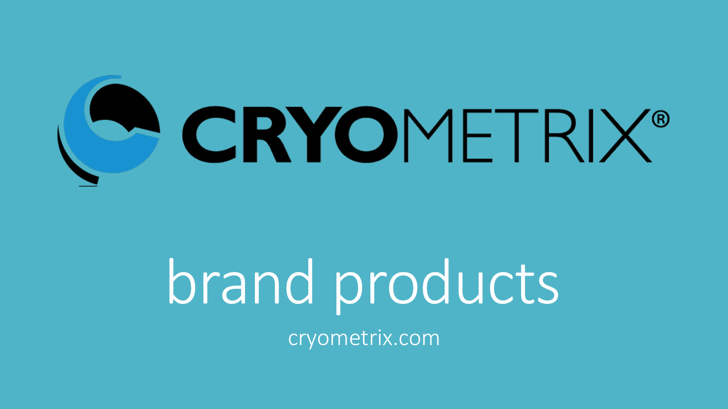# CRYOMETRIX®

## brand products

cryometrix.com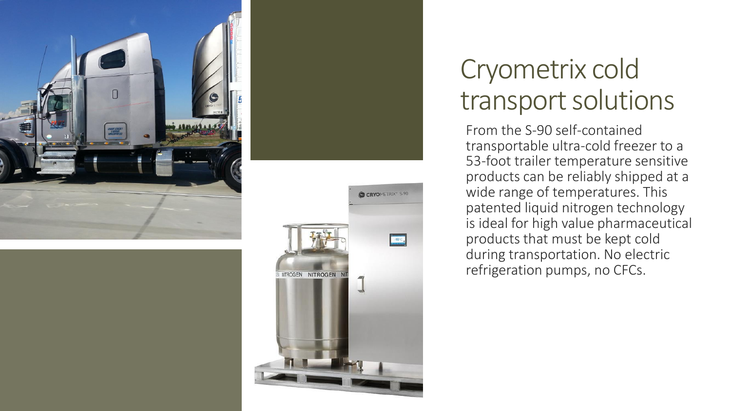# Cryometrix cold transport solutions

From the S-90 self-contained transportable ultra-cold freezer to a 53-foot trailer temperature sensitive products can be reliably shipped at a wide range of temperatures. This patented liquid nitrogen technology is ideal for high value pharmaceutical products that must be kept cold during transportation. No electric refrigeration pumps, no CFCs.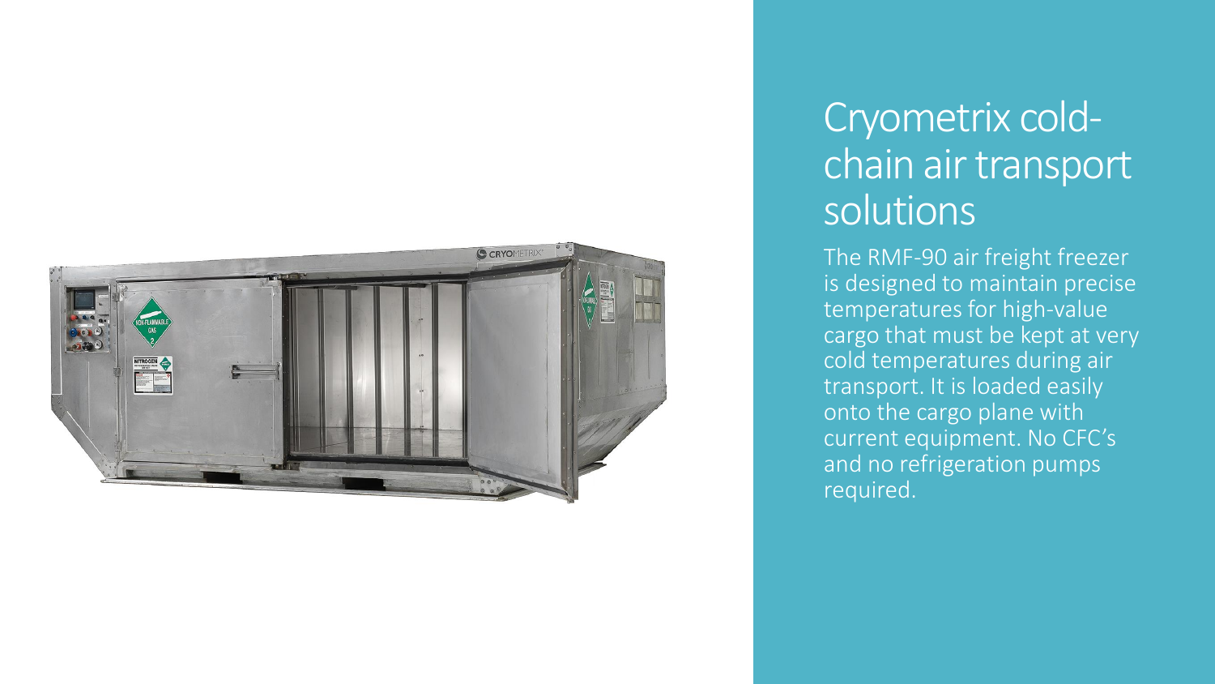# Cryometrix cold-chain air transport solutions

The RMF-90 air freight freezer is designed to maintain precise temperatures for high-value cargo that must be kept at very cold temperatures during air transport. It is loaded easily onto the cargo plane with current equipment. No CFC's and no refrigeration pumps required.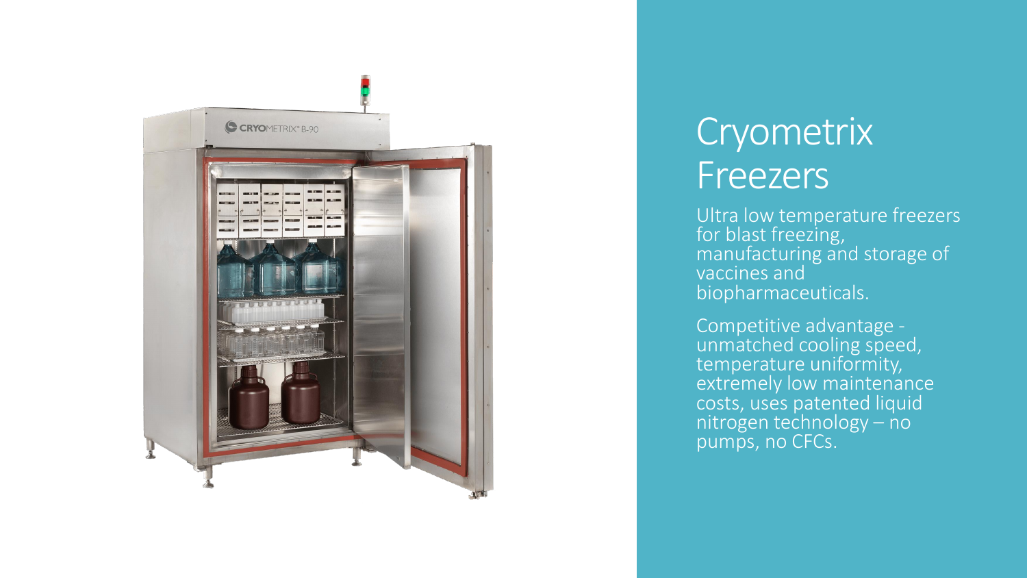# Cryometrix Freezers

Ultra low temperature freezers for blast freezing, manufacturing and storage of vaccines and biopharmaceuticals.

Competitive advantage - unmatched cooling speed, temperature uniformity, extremely low maintenance costs, uses patented liquid nitrogen technology – no pumps, no CFCs.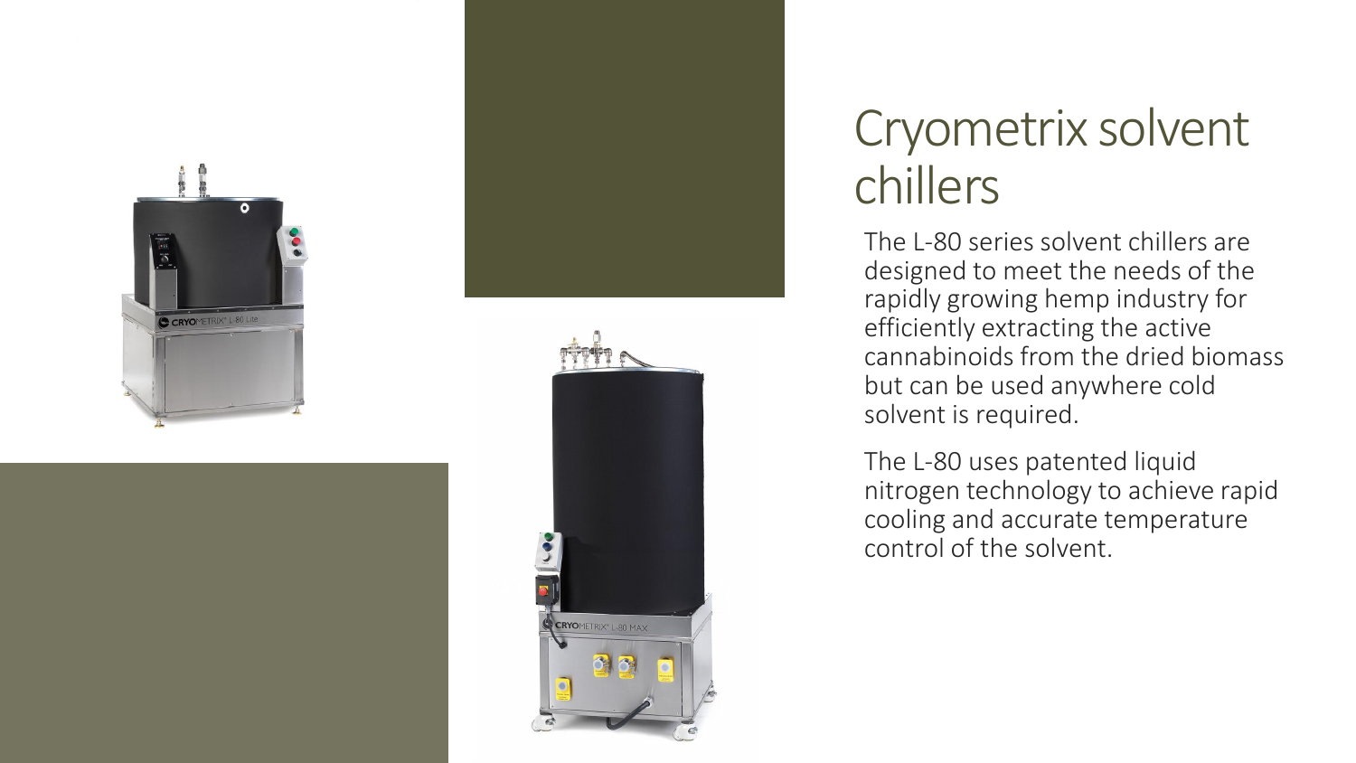# Cryometrix solvent chillers

The L-80 series solvent chillers are designed to meet the needs of the rapidly growing hemp industry for efficiently extracting the active cannabinoids from the dried biomass but can be used anywhere cold solvent is required.

The L-80 uses patented liquid nitrogen technology to achieve rapid cooling and accurate temperature control of the solvent.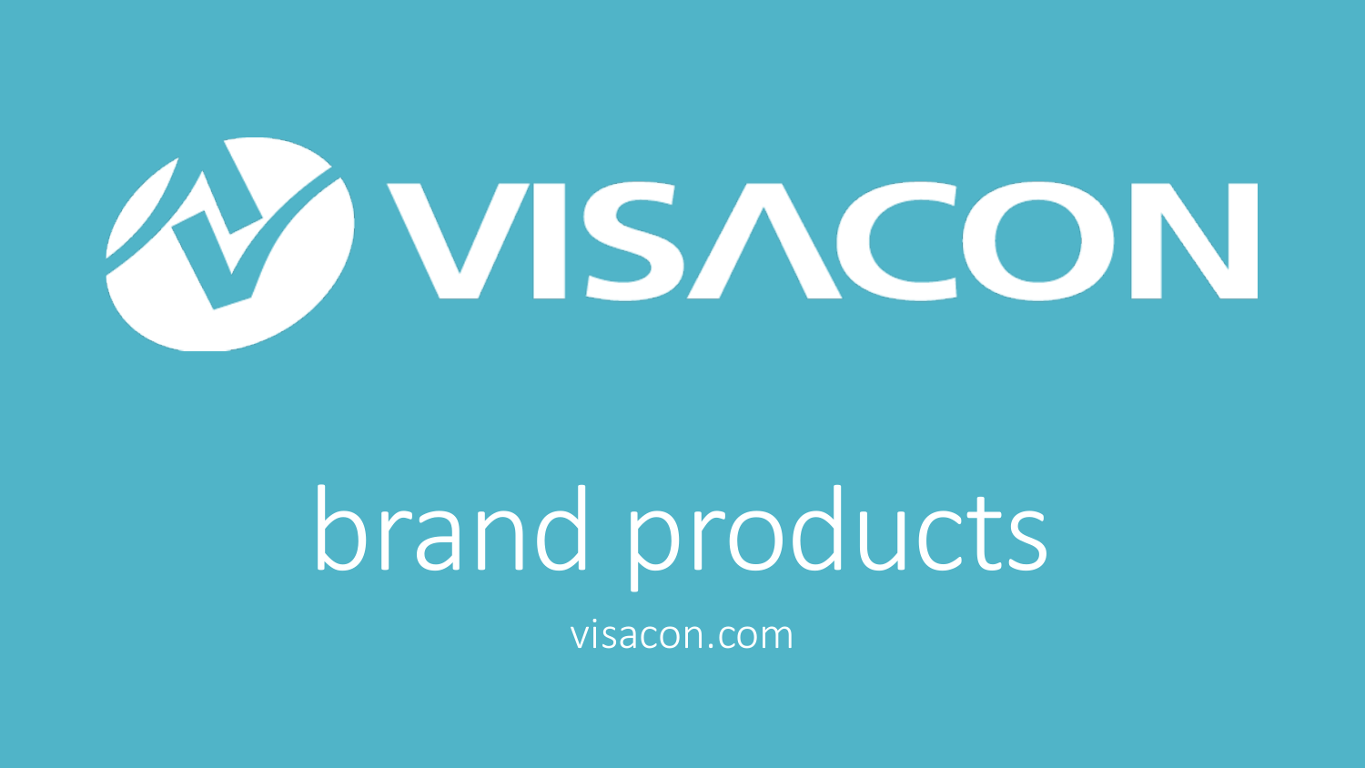# VISACON

## brand products

visacon.com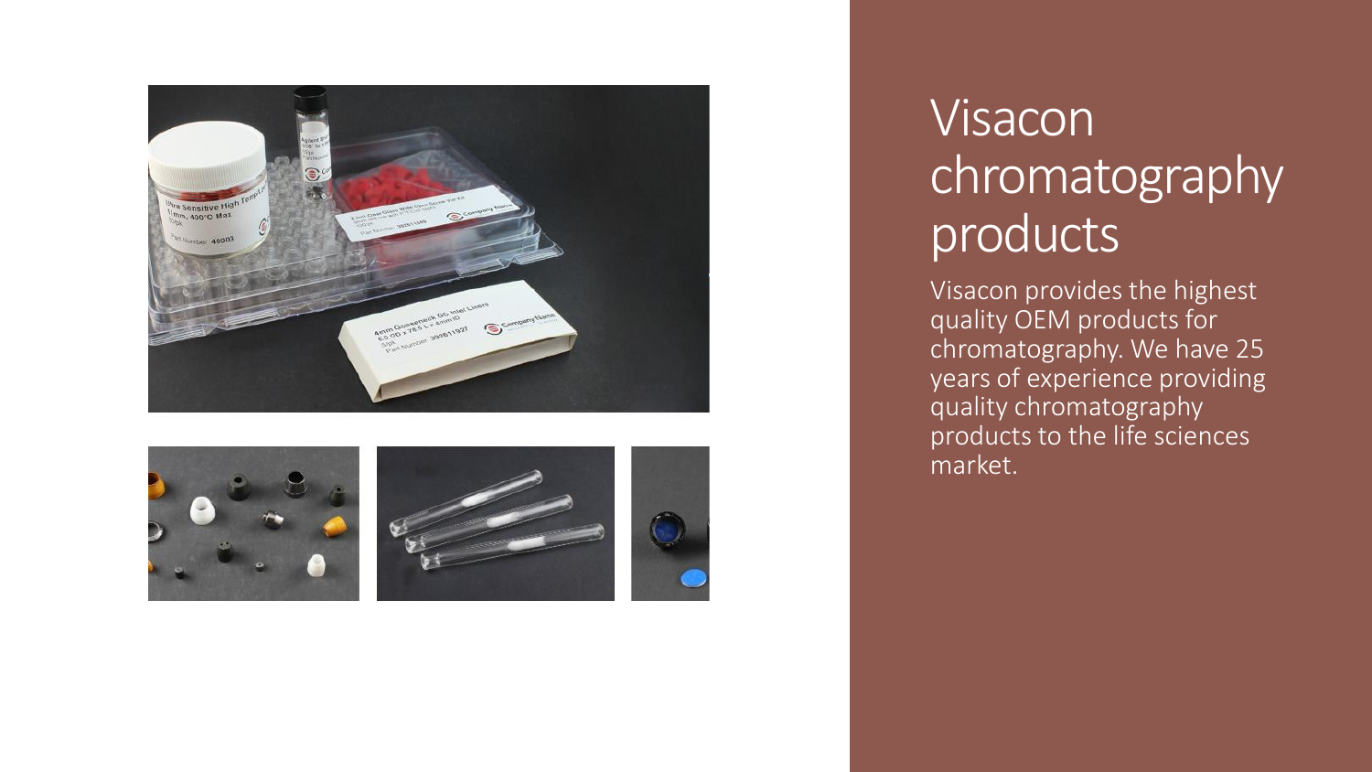# Visacon chromatography products

Visacon provides the highest quality OEM products for chromatography. We have 25 years of experience providing quality chromatography products to the life sciences market.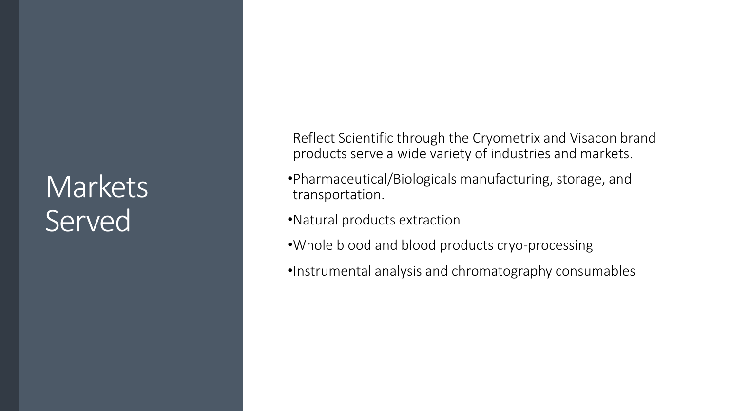# Markets Served

Reflect Scientific through the Cryometrix and Visacon brand products serve a wide variety of industries and markets.

- Pharmaceutical/Biologicals manufacturing, storage, and transportation.
- Natural products extraction
- Whole blood and blood products cryo-processing
- Instrumental analysis and chromatography consumables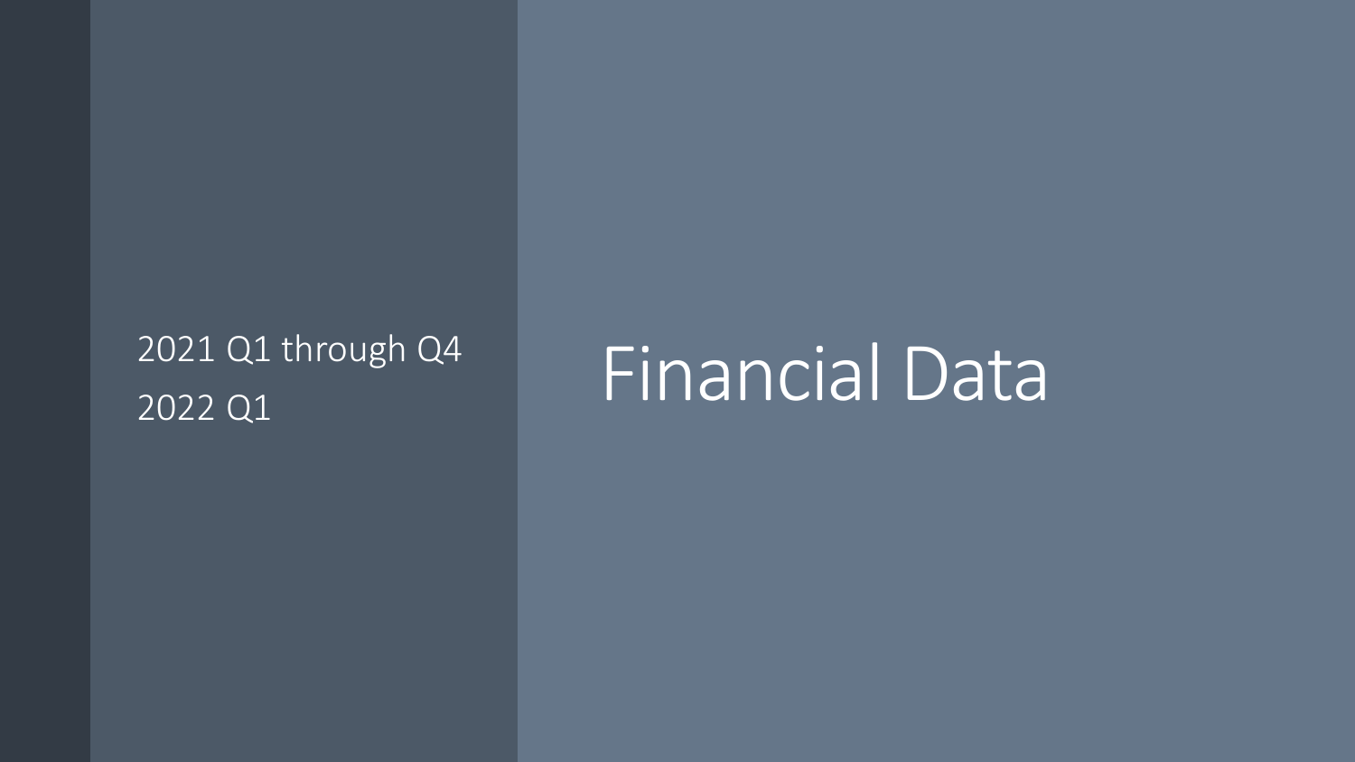# Financial Data

2021 Q1 through Q4
2022 Q1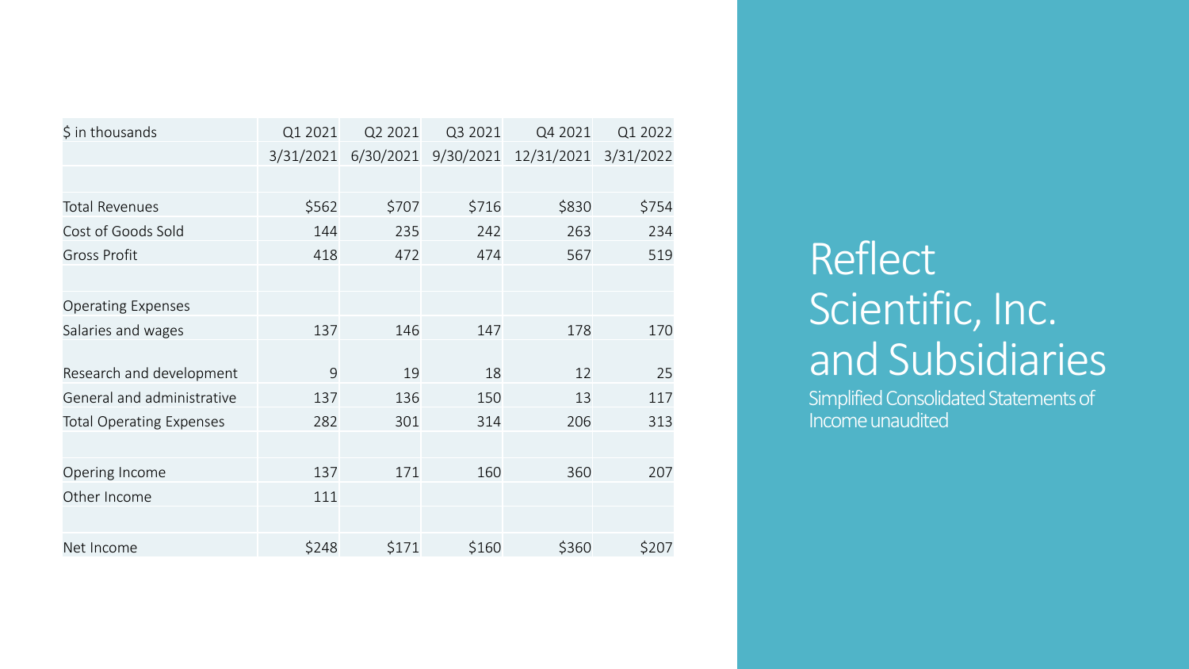# Reflect Scientific, Inc. and Subsidiaries

Simplified Consolidated Statements of Income unaudited

| $ in thousands | Q1 2021 | Q2 2021 | Q3 2021 | Q4 2021 | Q1 2022 |
|---|---|---|---|---|---|
| | 3/31/2021 | 6/30/2021 | 9/30/2021 | 12/31/2021 | 3/31/2022 |
| | | | | | |
| Total Revenues | $562 | $707 | $716 | $830 | $754 |
| Cost of Goods Sold | 144 | 235 | 242 | 263 | 234 |
| Gross Profit | 418 | 472 | 474 | 567 | 519 |
| | | | | | |
| Operating Expenses | | | | | |
| Salaries and wages | 137 | 146 | 147 | 178 | 170 |
| Research and development | 9 | 19 | 18 | 12 | 25 |
| General and administrative | 137 | 136 | 150 | 13 | 117 |
| Total Operating Expenses | 282 | 301 | 314 | 206 | 313 |
| | | | | | |
| Opering Income | 137 | 171 | 160 | 360 | 207 |
| Other Income | 111 | | | | |
| | | | | | |
| Net Income | $248 | $171 | $160 | $360 | $207 |